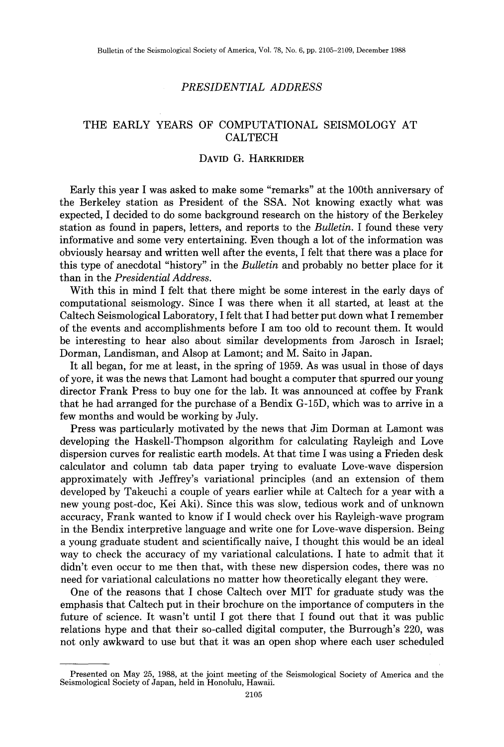# PRESIDENTIAL ADDRESS

## THE EARLY YEARS OF COMPUTATIONAL SEISMOLOGY AT CALTECH

DAVID G. HARKRIDER

Early this year I was asked to make some "remarks" at the 100th anniversary of the Berkeley station as President of the SSA. Not knowing exactly what was expected, I decided to do some background research on the history of the Berkeley station as found in papers, letters, and reports to the *Bulletin*. I found these very informative and some very entertaining. Even though a lot of the information was obviously hearsay and written well after the events, I felt that there was a place for this type of anecdotal "history" in the *Bulletin* and probably no better place for it than in the *Presidential Address*.

With this in mind I felt that there might be some interest in the early days of computational seismology. Since I was there when it all started, at least at the Caltech Seismological Laboratory, I felt that I had better put down what I remember of the events and accomplishments before I am too old to recount them. It would be interesting to hear also about similar developments from Jarosch in Israel; Dorman, Landisman, and Alsop at Lamont; and M. Saito in Japan.

It all began, for me at least, in the spring of 1959. As was usual in those of days of yore, it was the news that Lamont had bought a computer that spurred our young director Frank Press to buy one for the lab. It was announced at coffee by Frank that he had arranged for the purchase of a Bendix G-15D, which was to arrive in a few months and would be working by July.

Press was particularly motivated by the news that Jim Dorman at Lamont was developing the Haskell-Thompson algorithm for calculating Rayleigh and Love dispersion curves for realistic earth models. At that time I was using a Frieden desk calculator and column tab data paper trying to evaluate Love-wave dispersion approximately with Jeffrey's variational principles (and an extension of them developed by Takeuchi a couple of years earlier while at Caltech for a year with a new young post-doc, Kei Aki). Since this was slow, tedious work and of unknown accuracy, Frank wanted to know if I would check over his Rayleigh-wave program in the Bendix interpretive language and write one for Love-wave dispersion. Being a young graduate student and scientifically naive, I thought this would be an ideal way to check the accuracy of my variational calculations. I hate to admit that it didn't even occur to me then that, with these new dispersion codes, there was no need for variational calculations no matter how theoretically elegant they were.

One of the reasons that I chose Caltech over MIT for graduate study was the emphasis that Caltech put in their brochure on the importance of computers in the future of science. It wasn't until I got there that I found out that it was public relations hype and that their so-called digital computer, the Burrough's 220, was not only awkward to use but that it was an open shop where each user scheduled

---

Presented on May 25, 1988, at the joint meeting of the Seismological Society of America and the Seismological Society of Japan, held in Honolulu, Hawaii.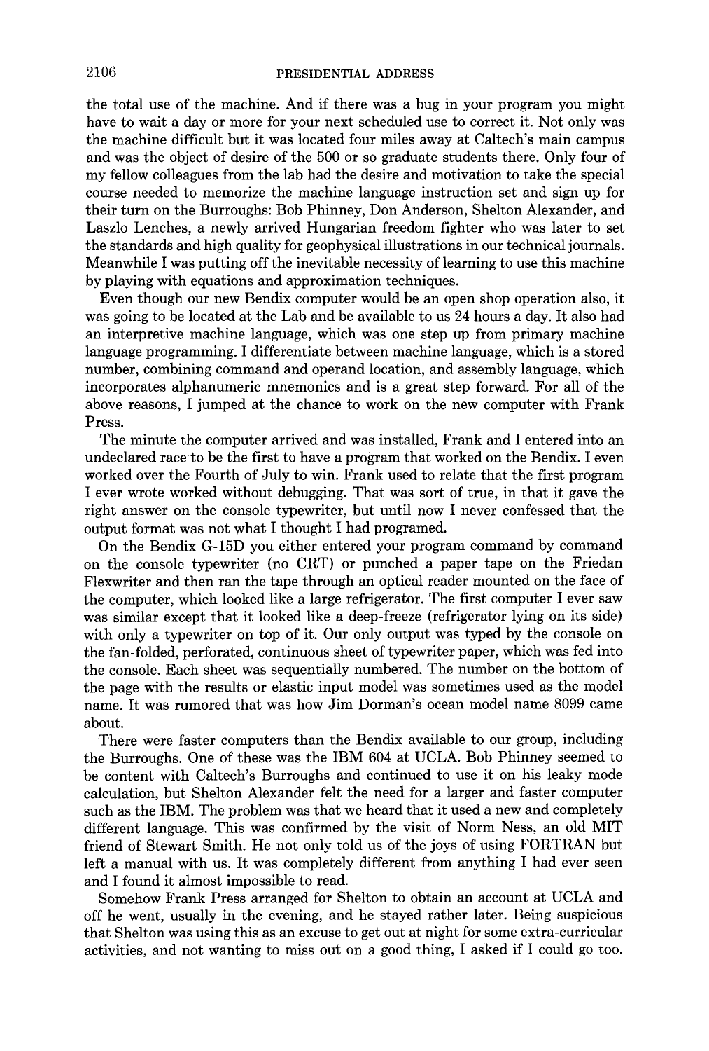the total use of the machine. And if there was a bug in your program you might have to wait a day or more for your next scheduled use to correct it. Not only was the machine difficult but it was located four miles away at Caltech's main campus and was the object of desire of the 500 or so graduate students there. Only four of my fellow colleagues from the lab had the desire and motivation to take the special course needed to memorize the machine language instruction set and sign up for their turn on the Burroughs: Bob Phinney, Don Anderson, Shelton Alexander, and Laszlo Lenches, a newly arrived Hungarian freedom fighter who was later to set the standards and high quality for geophysical illustrations in our technical journals. Meanwhile I was putting off the inevitable necessity of learning to use this machine by playing with equations and approximation techniques.

Even though our new Bendix computer would be an open shop operation also, it was going to be located at the Lab and be available to us 24 hours a day. It also had an interpretive machine language, which was one step up from primary machine language programming. I differentiate between machine language, which is a stored number, combining command and operand location, and assembly language, which incorporates alphanumeric mnemonics and is a great step forward. For all of the above reasons, I jumped at the chance to work on the new computer with Frank Press.

The minute the computer arrived and was installed, Frank and I entered into an undeclared race to be the first to have a program that worked on the Bendix. I even worked over the Fourth of July to win. Frank used to relate that the first program I ever wrote worked without debugging. That was sort of true, in that it gave the right answer on the console typewriter, but until now I never confessed that the output format was not what I thought I had programed.

On the Bendix G-15D you either entered your program command by command on the console typewriter (no CRT) or punched a paper tape on the Friedan Flexwriter and then ran the tape through an optical reader mounted on the face of the computer, which looked like a large refrigerator. The first computer I ever saw was similar except that it looked like a deep-freeze (refrigerator lying on its side) with only a typewriter on top of it. Our only output was typed by the console on the fan-folded, perforated, continuous sheet of typewriter paper, which was fed into the console. Each sheet was sequentially numbered. The number on the bottom of the page with the results or elastic input model was sometimes used as the model name. It was rumored that was how Jim Dorman's ocean model name 8099 came about.

There were faster computers than the Bendix available to our group, including the Burroughs. One of these was the IBM 604 at UCLA. Bob Phinney seemed to be content with Caltech's Burroughs and continued to use it on his leaky mode calculation, but Shelton Alexander felt the need for a larger and faster computer such as the IBM. The problem was that we heard that it used a new and completely different language. This was confirmed by the visit of Norm Ness, an old MIT friend of Stewart Smith. He not only told us of the joys of using FORTRAN but left a manual with us. It was completely different from anything I had ever seen and I found it almost impossible to read.

Somehow Frank Press arranged for Shelton to obtain an account at UCLA and off he went, usually in the evening, and he stayed rather later. Being suspicious that Shelton was using this as an excuse to get out at night for some extra-curricular activities, and not wanting to miss out on a good thing, I asked if I could go too.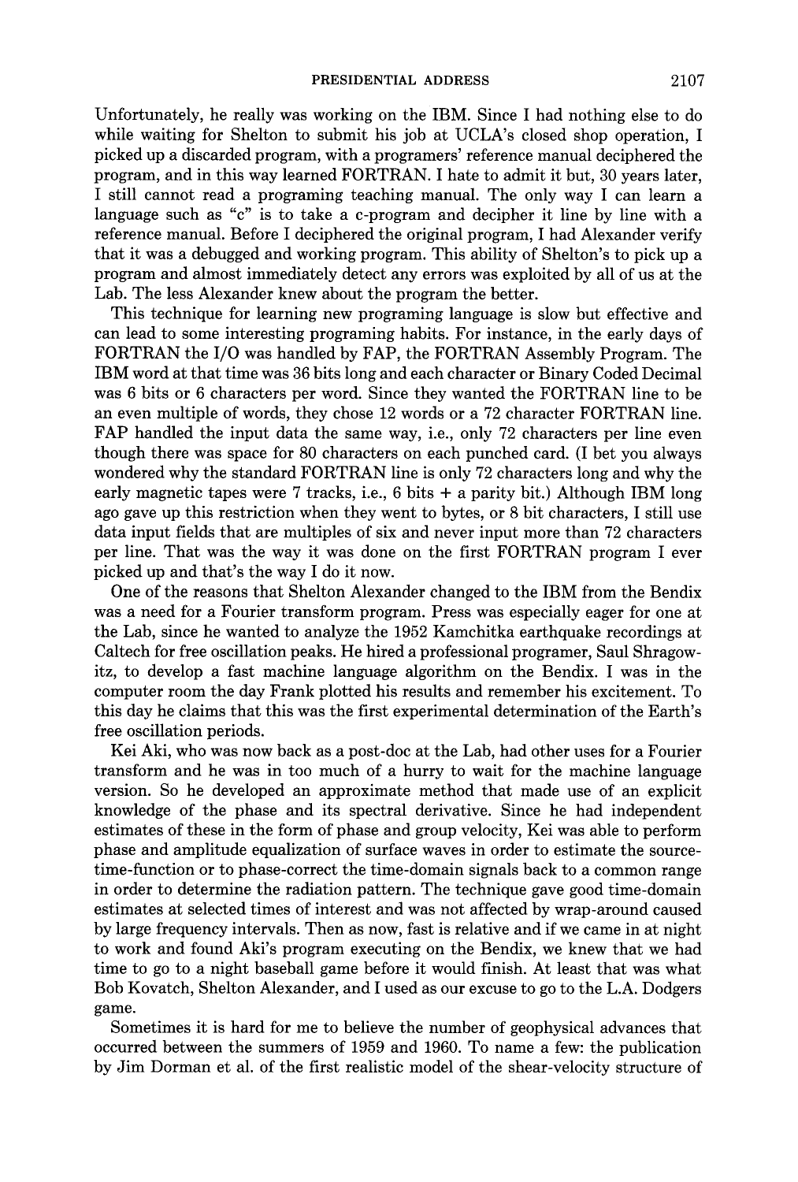Unfortunately, he really was working on the IBM. Since I had nothing else to do while waiting for Shelton to submit his job at UCLA's closed shop operation, I picked up a discarded program, with a programers' reference manual deciphered the program, and in this way learned FORTRAN. I hate to admit it but, 30 years later, I still cannot read a programing teaching manual. The only way I can learn a language such as "c" is to take a c-program and decipher it line by line with a reference manual. Before I deciphered the original program, I had Alexander verify that it was a debugged and working program. This ability of Shelton's to pick up a program and almost immediately detect any errors was exploited by all of us at the Lab. The less Alexander knew about the program the better.

This technique for learning new programing language is slow but effective and can lead to some interesting programing habits. For instance, in the early days of FORTRAN the I/O was handled by FAP, the FORTRAN Assembly Program. The IBM word at that time was 36 bits long and each character or Binary Coded Decimal was 6 bits or 6 characters per word. Since they wanted the FORTRAN line to be an even multiple of words, they chose 12 words or a 72 character FORTRAN line. FAP handled the input data the same way, i.e., only 72 characters per line even though there was space for 80 characters on each punched card. (I bet you always wondered why the standard FORTRAN line is only 72 characters long and why the early magnetic tapes were 7 tracks, i.e., 6 bits + a parity bit.) Although IBM long ago gave up this restriction when they went to bytes, or 8 bit characters, I still use data input fields that are multiples of six and never input more than 72 characters per line. That was the way it was done on the first FORTRAN program I ever picked up and that's the way I do it now.

One of the reasons that Shelton Alexander changed to the IBM from the Bendix was a need for a Fourier transform program. Press was especially eager for one at the Lab, since he wanted to analyze the 1952 Kamchitka earthquake recordings at Caltech for free oscillation peaks. He hired a professional programer, Saul Shragowitz, to develop a fast machine language algorithm on the Bendix. I was in the computer room the day Frank plotted his results and remember his excitement. To this day he claims that this was the first experimental determination of the Earth's free oscillation periods.

Kei Aki, who was now back as a post-doc at the Lab, had other uses for a Fourier transform and he was in too much of a hurry to wait for the machine language version. So he developed an approximate method that made use of an explicit knowledge of the phase and its spectral derivative. Since he had independent estimates of these in the form of phase and group velocity, Kei was able to perform phase and amplitude equalization of surface waves in order to estimate the source-time-function or to phase-correct the time-domain signals back to a common range in order to determine the radiation pattern. The technique gave good time-domain estimates at selected times of interest and was not affected by wrap-around caused by large frequency intervals. Then as now, fast is relative and if we came in at night to work and found Aki's program executing on the Bendix, we knew that we had time to go to a night baseball game before it would finish. At least that was what Bob Kovatch, Shelton Alexander, and I used as our excuse to go to the L.A. Dodgers game.

Sometimes it is hard for me to believe the number of geophysical advances that occurred between the summers of 1959 and 1960. To name a few: the publication by Jim Dorman et al. of the first realistic model of the shear-velocity structure of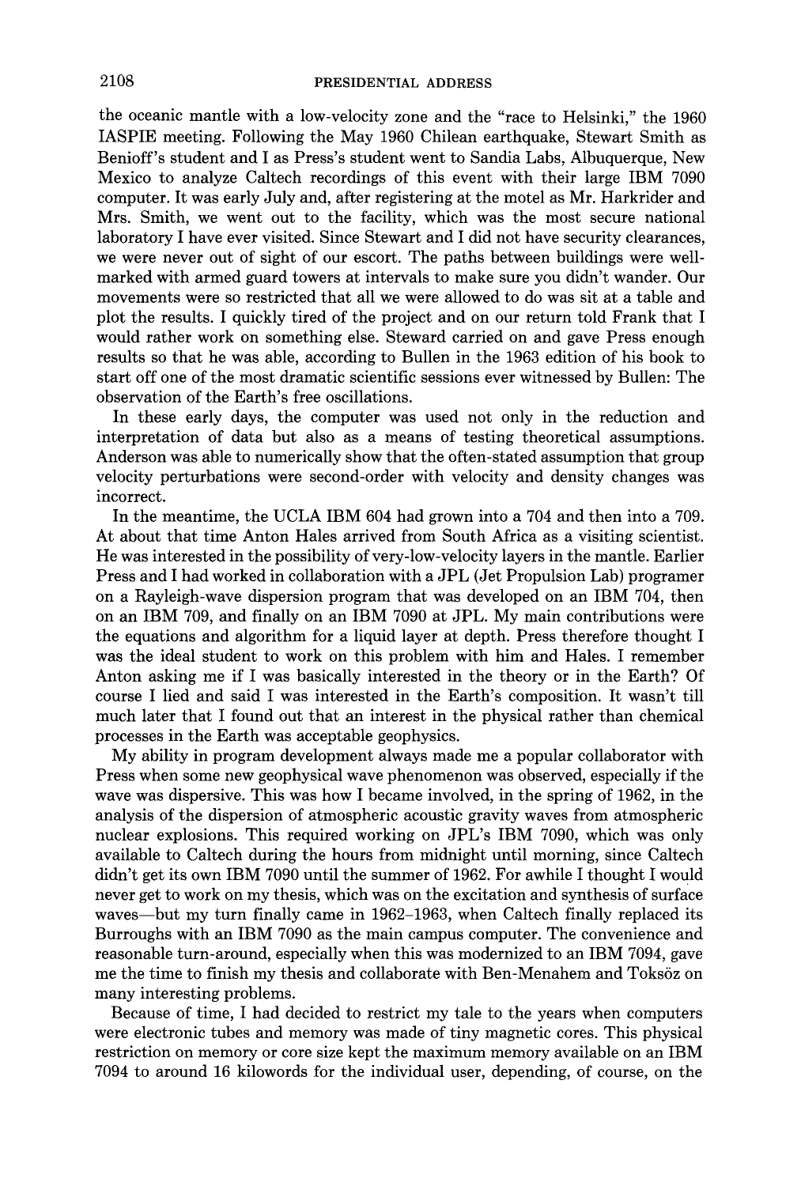the oceanic mantle with a low-velocity zone and the "race to Helsinki," the 1960 IASPIE meeting. Following the May 1960 Chilean earthquake, Stewart Smith as Benioff's student and I as Press's student went to Sandia Labs, Albuquerque, New Mexico to analyze Caltech recordings of this event with their large IBM 7090 computer. It was early July and, after registering at the motel as Mr. Harkrider and Mrs. Smith, we went out to the facility, which was the most secure national laboratory I have ever visited. Since Stewart and I did not have security clearances, we were never out of sight of our escort. The paths between buildings were well-marked with armed guard towers at intervals to make sure you didn't wander. Our movements were so restricted that all we were allowed to do was sit at a table and plot the results. I quickly tired of the project and on our return told Frank that I would rather work on something else. Steward carried on and gave Press enough results so that he was able, according to Bullen in the 1963 edition of his book to start off one of the most dramatic scientific sessions ever witnessed by Bullen: The observation of the Earth's free oscillations.

In these early days, the computer was used not only in the reduction and interpretation of data but also as a means of testing theoretical assumptions. Anderson was able to numerically show that the often-stated assumption that group velocity perturbations were second-order with velocity and density changes was incorrect.

In the meantime, the UCLA IBM 604 had grown into a 704 and then into a 709. At about that time Anton Hales arrived from South Africa as a visiting scientist. He was interested in the possibility of very-low-velocity layers in the mantle. Earlier Press and I had worked in collaboration with a JPL (Jet Propulsion Lab) programer on a Rayleigh-wave dispersion program that was developed on an IBM 704, then on an IBM 709, and finally on an IBM 7090 at JPL. My main contributions were the equations and algorithm for a liquid layer at depth. Press therefore thought I was the ideal student to work on this problem with him and Hales. I remember Anton asking me if I was basically interested in the theory or in the Earth? Of course I lied and said I was interested in the Earth's composition. It wasn't till much later that I found out that an interest in the physical rather than chemical processes in the Earth was acceptable geophysics.

My ability in program development always made me a popular collaborator with Press when some new geophysical wave phenomenon was observed, especially if the wave was dispersive. This was how I became involved, in the spring of 1962, in the analysis of the dispersion of atmospheric acoustic gravity waves from atmospheric nuclear explosions. This required working on JPL's IBM 7090, which was only available to Caltech during the hours from midnight until morning, since Caltech didn't get its own IBM 7090 until the summer of 1962. For awhile I thought I would never get to work on my thesis, which was on the excitation and synthesis of surface waves—but my turn finally came in 1962–1963, when Caltech finally replaced its Burroughs with an IBM 7090 as the main campus computer. The convenience and reasonable turn-around, especially when this was modernized to an IBM 7094, gave me the time to finish my thesis and collaborate with Ben-Menahem and Toksöz on many interesting problems.

Because of time, I had decided to restrict my tale to the years when computers were electronic tubes and memory was made of tiny magnetic cores. This physical restriction on memory or core size kept the maximum memory available on an IBM 7094 to around 16 kilowords for the individual user, depending, of course, on the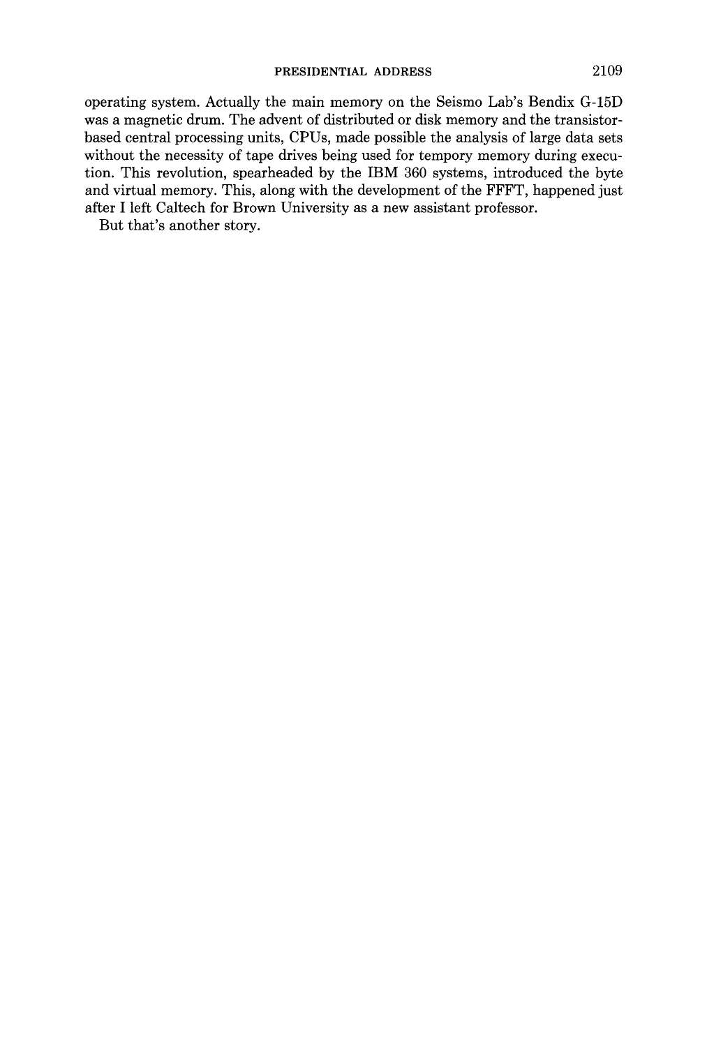operating system. Actually the main memory on the Seismo Lab's Bendix G-15D was a magnetic drum. The advent of distributed or disk memory and the transistor-based central processing units, CPUs, made possible the analysis of large data sets without the necessity of tape drives being used for tempory memory during execution. This revolution, spearheaded by the IBM 360 systems, introduced the byte and virtual memory. This, along with the development of the FFFT, happened just after I left Caltech for Brown University as a new assistant professor.

But that's another story.